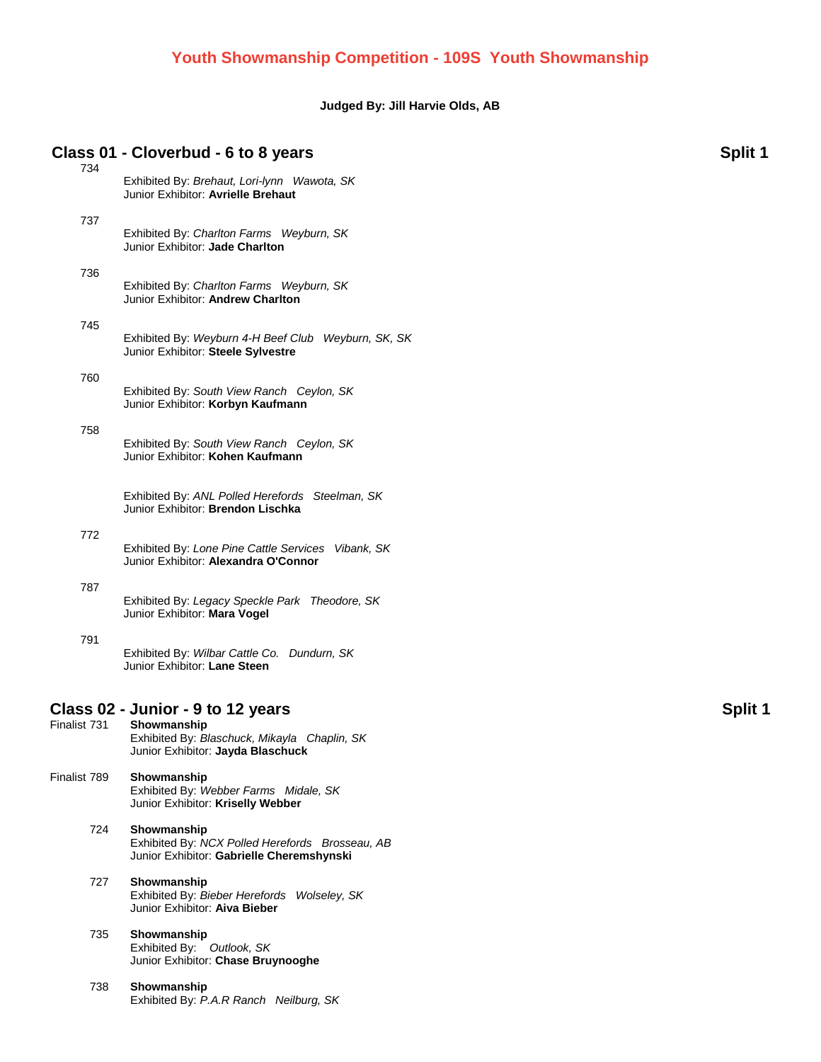# Youth Showmanship Competition - 109S Youth Showmanship

**Judged By: Jill Harvie Olds, AB**

## Class 01 - Cloverbud - 6 to 8 years — Split 1

734
Exhibited By: *Brehaut, Lori-lynn Wawota, SK*
Junior Exhibitor: **Avrielle Brehaut**

737
Exhibited By: *Charlton Farms Weyburn, SK*
Junior Exhibitor: **Jade Charlton**

736
Exhibited By: *Charlton Farms Weyburn, SK*
Junior Exhibitor: **Andrew Charlton**

745
Exhibited By: *Weyburn 4-H Beef Club Weyburn, SK, SK*
Junior Exhibitor: **Steele Sylvestre**

760
Exhibited By: *South View Ranch Ceylon, SK*
Junior Exhibitor: **Korbyn Kaufmann**

758
Exhibited By: *South View Ranch Ceylon, SK*
Junior Exhibitor: **Kohen Kaufmann**

Exhibited By: *ANL Polled Herefords Steelman, SK*
Junior Exhibitor: **Brendon Lischka**

772
Exhibited By: *Lone Pine Cattle Services Vibank, SK*
Junior Exhibitor: **Alexandra O'Connor**

787
Exhibited By: *Legacy Speckle Park Theodore, SK*
Junior Exhibitor: **Mara Vogel**

791
Exhibited By: *Wilbar Cattle Co. Dundurn, SK*
Junior Exhibitor: **Lane Steen**

## Class 02 - Junior - 9 to 12 years — Split 1

Finalist 731 **Showmanship**
Exhibited By: *Blaschuck, Mikayla Chaplin, SK*
Junior Exhibitor: **Jayda Blaschuck**

Finalist 789 **Showmanship**
Exhibited By: *Webber Farms Midale, SK*
Junior Exhibitor: **Kriselly Webber**

724 **Showmanship**
Exhibited By: *NCX Polled Herefords Brosseau, AB*
Junior Exhibitor: **Gabrielle Cheremshynski**

727 **Showmanship**
Exhibited By: *Bieber Herefords Wolseley, SK*
Junior Exhibitor: **Aiva Bieber**

735 **Showmanship**
Exhibited By: *Outlook, SK*
Junior Exhibitor: **Chase Bruynooghe**

738 **Showmanship**
Exhibited By: *P.A.R Ranch Neilburg, SK*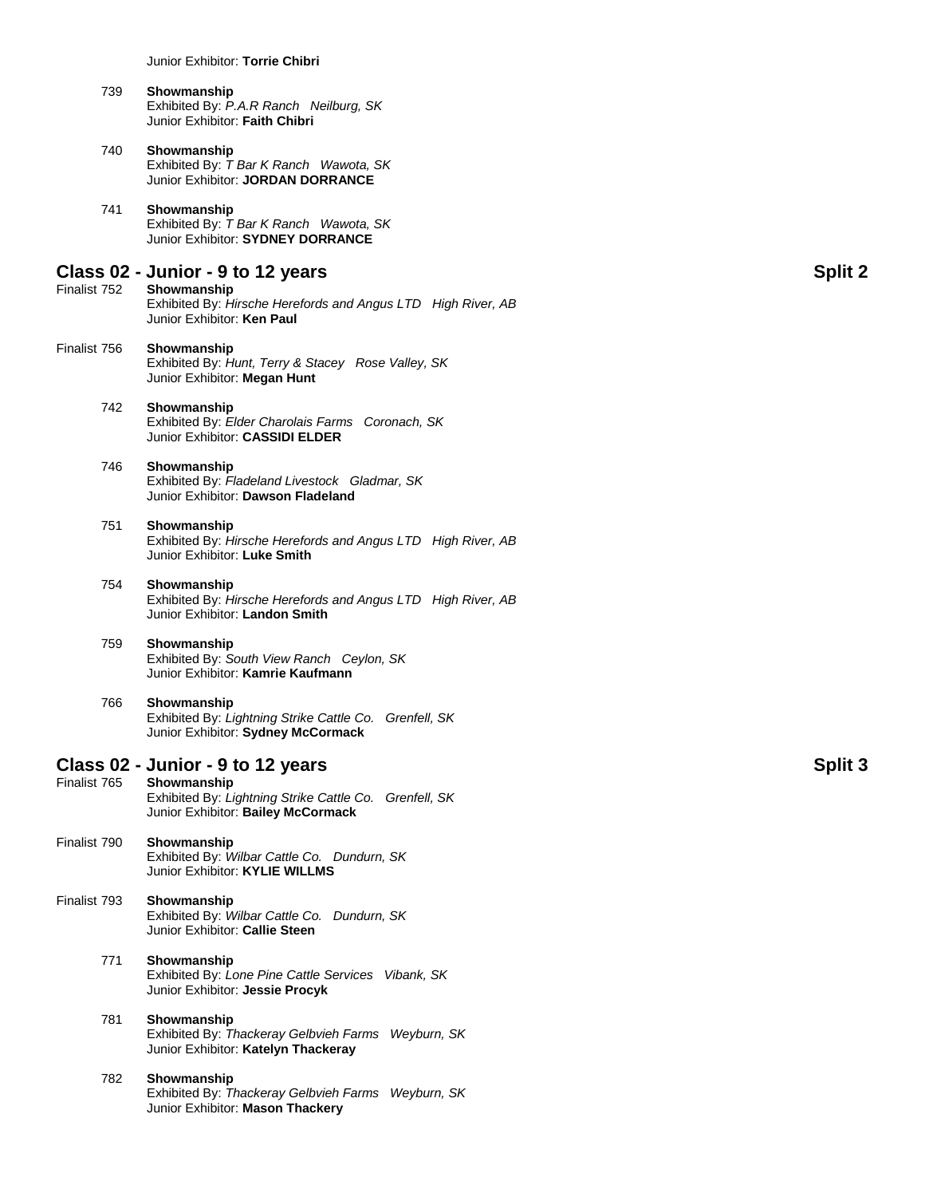Junior Exhibitor: **Torrie Chibri**

739 **Showmanship**
Exhibited By: *P.A.R Ranch Neilburg, SK*
Junior Exhibitor: **Faith Chibri**

740 **Showmanship**
Exhibited By: *T Bar K Ranch Wawota, SK*
Junior Exhibitor: **JORDAN DORRANCE**

741 **Showmanship**
Exhibited By: *T Bar K Ranch Wawota, SK*
Junior Exhibitor: **SYDNEY DORRANCE**

## Class 02 - Junior - 9 to 12 years — Split 2

Finalist 752 **Showmanship**
Exhibited By: *Hirsche Herefords and Angus LTD High River, AB*
Junior Exhibitor: **Ken Paul**

Finalist 756 **Showmanship**
Exhibited By: *Hunt, Terry & Stacey Rose Valley, SK*
Junior Exhibitor: **Megan Hunt**

742 **Showmanship**
Exhibited By: *Elder Charolais Farms Coronach, SK*
Junior Exhibitor: **CASSIDI ELDER**

746 **Showmanship**
Exhibited By: *Fladeland Livestock Gladmar, SK*
Junior Exhibitor: **Dawson Fladeland**

751 **Showmanship**
Exhibited By: *Hirsche Herefords and Angus LTD High River, AB*
Junior Exhibitor: **Luke Smith**

754 **Showmanship**
Exhibited By: *Hirsche Herefords and Angus LTD High River, AB*
Junior Exhibitor: **Landon Smith**

759 **Showmanship**
Exhibited By: *South View Ranch Ceylon, SK*
Junior Exhibitor: **Kamrie Kaufmann**

766 **Showmanship**
Exhibited By: *Lightning Strike Cattle Co. Grenfell, SK*
Junior Exhibitor: **Sydney McCormack**

## Class 02 - Junior - 9 to 12 years — Split 3

Finalist 765 **Showmanship**
Exhibited By: *Lightning Strike Cattle Co. Grenfell, SK*
Junior Exhibitor: **Bailey McCormack**

Finalist 790 **Showmanship**
Exhibited By: *Wilbar Cattle Co. Dundurn, SK*
Junior Exhibitor: **KYLIE WILLMS**

Finalist 793 **Showmanship**
Exhibited By: *Wilbar Cattle Co. Dundurn, SK*
Junior Exhibitor: **Callie Steen**

771 **Showmanship**
Exhibited By: *Lone Pine Cattle Services Vibank, SK*
Junior Exhibitor: **Jessie Procyk**

781 **Showmanship**
Exhibited By: *Thackeray Gelbvieh Farms Weyburn, SK*
Junior Exhibitor: **Katelyn Thackeray**

782 **Showmanship**
Exhibited By: *Thackeray Gelbvieh Farms Weyburn, SK*
Junior Exhibitor: **Mason Thackery**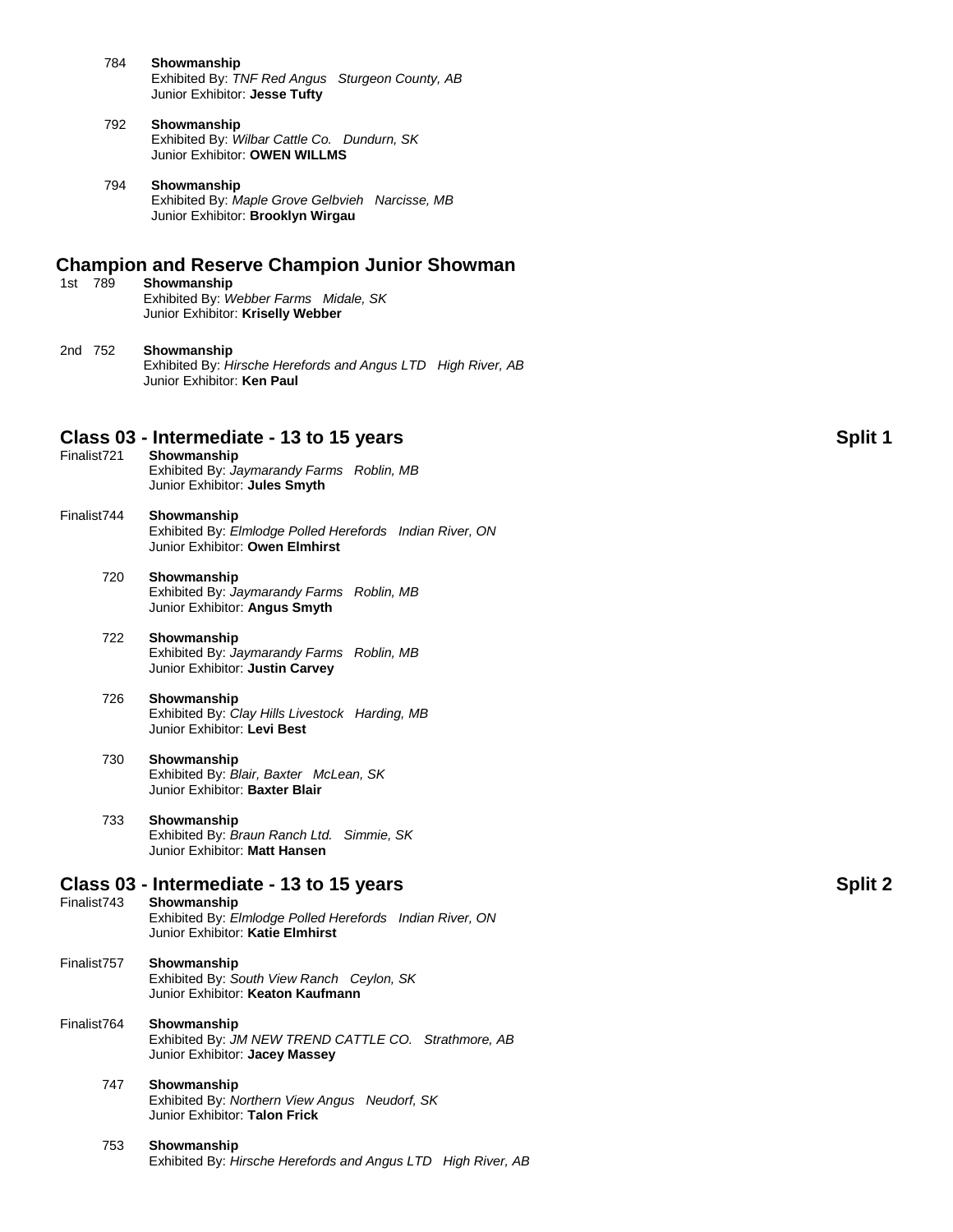784 **Showmanship**
Exhibited By: *TNF Red Angus Sturgeon County, AB*
Junior Exhibitor: **Jesse Tufty**

792 **Showmanship**
Exhibited By: *Wilbar Cattle Co. Dundurn, SK*
Junior Exhibitor: **OWEN WILLMS**

794 **Showmanship**
Exhibited By: *Maple Grove Gelbvieh Narcisse, MB*
Junior Exhibitor: **Brooklyn Wirgau**

## Champion and Reserve Champion Junior Showman

1st 789 **Showmanship**
Exhibited By: *Webber Farms Midale, SK*
Junior Exhibitor: **Kriselly Webber**

2nd 752 **Showmanship**
Exhibited By: *Hirsche Herefords and Angus LTD High River, AB*
Junior Exhibitor: **Ken Paul**

## Class 03 - Intermediate - 13 to 15 years — Split 1

Finalist 721 **Showmanship**
Exhibited By: *Jaymarandy Farms Roblin, MB*
Junior Exhibitor: **Jules Smyth**

Finalist 744 **Showmanship**
Exhibited By: *Elmlodge Polled Herefords Indian River, ON*
Junior Exhibitor: **Owen Elmhirst**

720 **Showmanship**
Exhibited By: *Jaymarandy Farms Roblin, MB*
Junior Exhibitor: **Angus Smyth**

722 **Showmanship**
Exhibited By: *Jaymarandy Farms Roblin, MB*
Junior Exhibitor: **Justin Carvey**

726 **Showmanship**
Exhibited By: *Clay Hills Livestock Harding, MB*
Junior Exhibitor: **Levi Best**

730 **Showmanship**
Exhibited By: *Blair, Baxter McLean, SK*
Junior Exhibitor: **Baxter Blair**

733 **Showmanship**
Exhibited By: *Braun Ranch Ltd. Simmie, SK*
Junior Exhibitor: **Matt Hansen**

## Class 03 - Intermediate - 13 to 15 years — Split 2

Finalist 743 **Showmanship**
Exhibited By: *Elmlodge Polled Herefords Indian River, ON*
Junior Exhibitor: **Katie Elmhirst**

Finalist 757 **Showmanship**
Exhibited By: *South View Ranch Ceylon, SK*
Junior Exhibitor: **Keaton Kaufmann**

Finalist 764 **Showmanship**
Exhibited By: *JM NEW TREND CATTLE CO. Strathmore, AB*
Junior Exhibitor: **Jacey Massey**

747 **Showmanship**
Exhibited By: *Northern View Angus Neudorf, SK*
Junior Exhibitor: **Talon Frick**

753 **Showmanship**
Exhibited By: *Hirsche Herefords and Angus LTD High River, AB*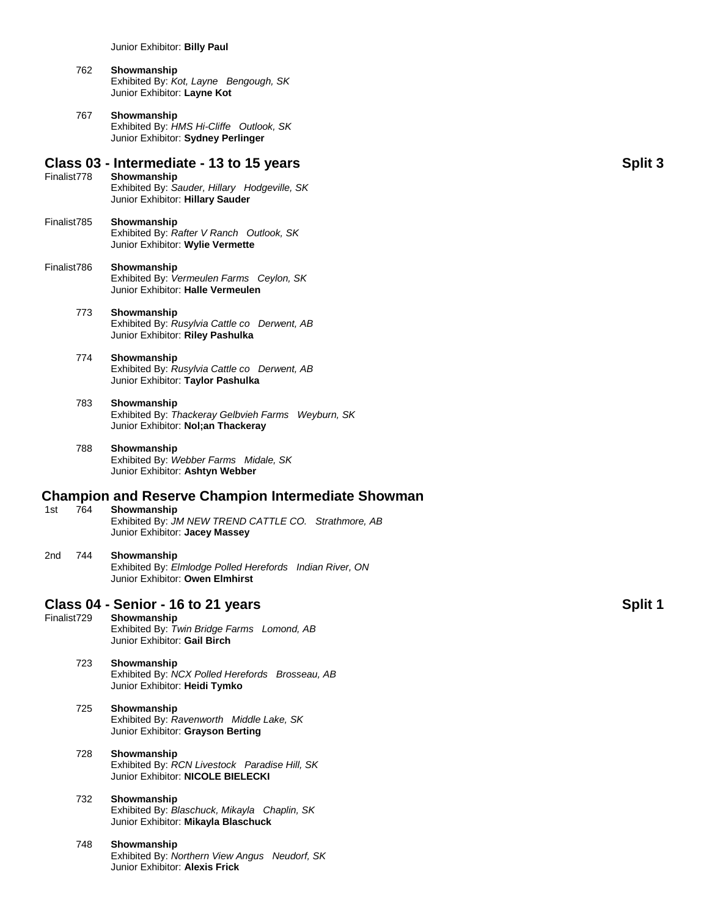Junior Exhibitor: **Billy Paul**

762 **Showmanship**
Exhibited By: *Kot, Layne Bengough, SK*
Junior Exhibitor: **Layne Kot**

767 **Showmanship**
Exhibited By: *HMS Hi-Cliffe Outlook, SK*
Junior Exhibitor: **Sydney Perlinger**

## Class 03 - Intermediate - 13 to 15 years — Split 3

Finalist 778 **Showmanship**
Exhibited By: *Sauder, Hillary Hodgeville, SK*
Junior Exhibitor: **Hillary Sauder**

Finalist 785 **Showmanship**
Exhibited By: *Rafter V Ranch Outlook, SK*
Junior Exhibitor: **Wylie Vermette**

Finalist 786 **Showmanship**
Exhibited By: *Vermeulen Farms Ceylon, SK*
Junior Exhibitor: **Halle Vermeulen**

773 **Showmanship**
Exhibited By: *Rusylvia Cattle co Derwent, AB*
Junior Exhibitor: **Riley Pashulka**

774 **Showmanship**
Exhibited By: *Rusylvia Cattle co Derwent, AB*
Junior Exhibitor: **Taylor Pashulka**

783 **Showmanship**
Exhibited By: *Thackeray Gelbvieh Farms Weyburn, SK*
Junior Exhibitor: **Nol;an Thackeray**

788 **Showmanship**
Exhibited By: *Webber Farms Midale, SK*
Junior Exhibitor: **Ashtyn Webber**

## Champion and Reserve Champion Intermediate Showman

1st 764 **Showmanship**
Exhibited By: *JM NEW TREND CATTLE CO. Strathmore, AB*
Junior Exhibitor: **Jacey Massey**

2nd 744 **Showmanship**
Exhibited By: *Elmlodge Polled Herefords Indian River, ON*
Junior Exhibitor: **Owen Elmhirst**

## Class 04 - Senior - 16 to 21 years — Split 1

Finalist 729 **Showmanship**
Exhibited By: *Twin Bridge Farms Lomond, AB*
Junior Exhibitor: **Gail Birch**

723 **Showmanship**
Exhibited By: *NCX Polled Herefords Brosseau, AB*
Junior Exhibitor: **Heidi Tymko**

725 **Showmanship**
Exhibited By: *Ravenworth Middle Lake, SK*
Junior Exhibitor: **Grayson Berting**

728 **Showmanship**
Exhibited By: *RCN Livestock Paradise Hill, SK*
Junior Exhibitor: **NICOLE BIELECKI**

732 **Showmanship**
Exhibited By: *Blaschuck, Mikayla Chaplin, SK*
Junior Exhibitor: **Mikayla Blaschuck**

748 **Showmanship**
Exhibited By: *Northern View Angus Neudorf, SK*
Junior Exhibitor: **Alexis Frick**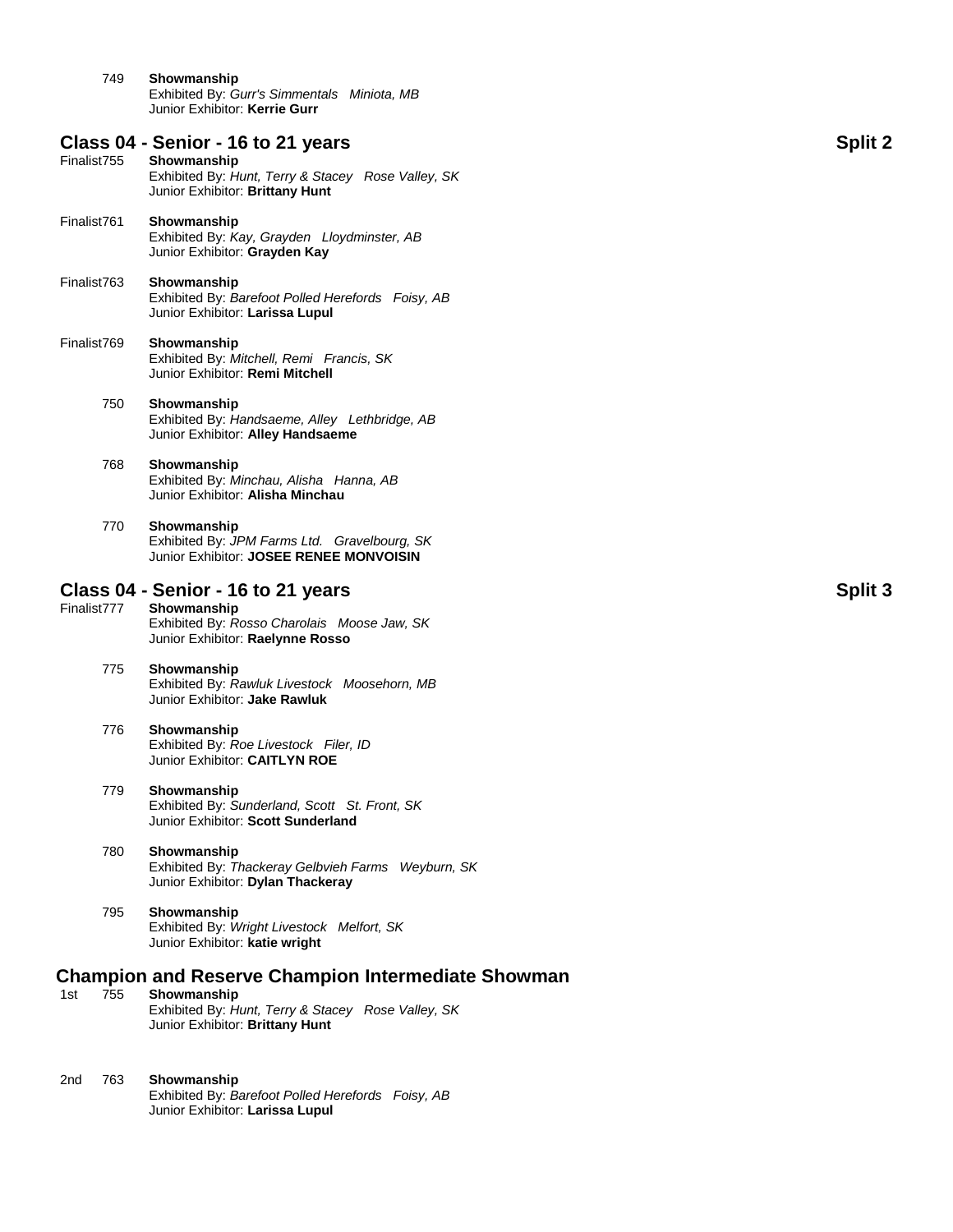749 **Showmanship**
Exhibited By: *Gurr's Simmentals Miniota, MB*
Junior Exhibitor: **Kerrie Gurr**

## Class 04 - Senior - 16 to 21 years — Split 2

Finalist 755 **Showmanship**
Exhibited By: *Hunt, Terry & Stacey Rose Valley, SK*
Junior Exhibitor: **Brittany Hunt**

Finalist 761 **Showmanship**
Exhibited By: *Kay, Grayden Lloydminster, AB*
Junior Exhibitor: **Grayden Kay**

Finalist 763 **Showmanship**
Exhibited By: *Barefoot Polled Herefords Foisy, AB*
Junior Exhibitor: **Larissa Lupul**

Finalist 769 **Showmanship**
Exhibited By: *Mitchell, Remi Francis, SK*
Junior Exhibitor: **Remi Mitchell**

750 **Showmanship**
Exhibited By: *Handsaeme, Alley Lethbridge, AB*
Junior Exhibitor: **Alley Handsaeme**

768 **Showmanship**
Exhibited By: *Minchau, Alisha Hanna, AB*
Junior Exhibitor: **Alisha Minchau**

770 **Showmanship**
Exhibited By: *JPM Farms Ltd. Gravelbourg, SK*
Junior Exhibitor: **JOSEE RENEE MONVOISIN**

## Class 04 - Senior - 16 to 21 years — Split 3

Finalist 777 **Showmanship**
Exhibited By: *Rosso Charolais Moose Jaw, SK*
Junior Exhibitor: **Raelynne Rosso**

775 **Showmanship**
Exhibited By: *Rawluk Livestock Moosehorn, MB*
Junior Exhibitor: **Jake Rawluk**

776 **Showmanship**
Exhibited By: *Roe Livestock Filer, ID*
Junior Exhibitor: **CAITLYN ROE**

779 **Showmanship**
Exhibited By: *Sunderland, Scott St. Front, SK*
Junior Exhibitor: **Scott Sunderland**

780 **Showmanship**
Exhibited By: *Thackeray Gelbvieh Farms Weyburn, SK*
Junior Exhibitor: **Dylan Thackeray**

795 **Showmanship**
Exhibited By: *Wright Livestock Melfort, SK*
Junior Exhibitor: **katie wright**

## Champion and Reserve Champion Intermediate Showman

1st 755 **Showmanship**
Exhibited By: *Hunt, Terry & Stacey Rose Valley, SK*
Junior Exhibitor: **Brittany Hunt**

2nd 763 **Showmanship**
Exhibited By: *Barefoot Polled Herefords Foisy, AB*
Junior Exhibitor: **Larissa Lupul**